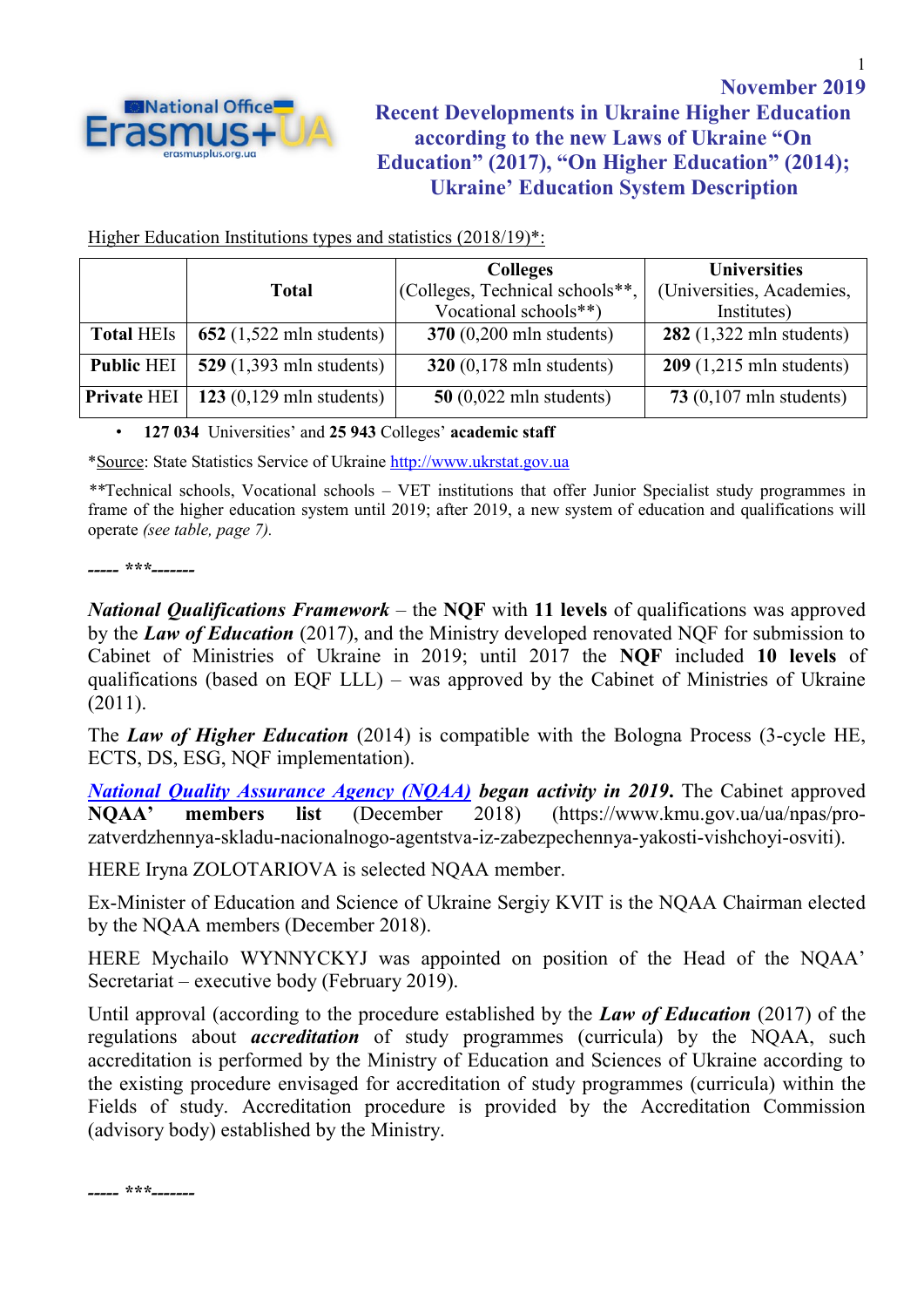November 2019

# Recent Developments in Ukraine Higher Education according to the new Laws of Ukraine "On Education" (2017), "On Higher Education" (2014); Ukraine' Education System Description

Higher Education Institutions types and statistics (2018/19)*:

| | Total | Colleges (Colleges, Technical schools**, Vocational schools**) | Universities (Universities, Academies, Institutes) |
|---|---|---|---|
| **Total** HEIs | **652** (1,522 mln students) | **370** (0,200 mln students) | **282** (1,322 mln students) |
| **Public** HEI | **529** (1,393 mln students) | **320** (0,178 mln students) | **209** (1,215 mln students) |
| **Private** HEI | **123** (0,129 mln students) | **50** (0,022 mln students) | **73** (0,107 mln students) |

- **127 034** Universities' and **25 943** Colleges' **academic staff**

*Source: State Statistics Service of Ukraine http://www.ukrstat.gov.ua

**Technical schools, Vocational schools – VET institutions that offer Junior Specialist study programmes in frame of the higher education system until 2019; after 2019, a new system of education and qualifications will operate *(see table, page 7).*

----- ***-------

***National Qualifications Framework*** – the **NQF** with **11 levels** of qualifications was approved by the ***Law of Education*** (2017), and the Ministry developed renovated NQF for submission to Cabinet of Ministries of Ukraine in 2019; until 2017 the **NQF** included **10 levels** of qualifications (based on EQF LLL) – was approved by the Cabinet of Ministries of Ukraine (2011).

The ***Law of Higher Education*** (2014) is compatible with the Bologna Process (3-cycle HE, ECTS, DS, ESG, NQF implementation).

***National Quality Assurance Agency (NQAA) began activity in 2019***. The Cabinet approved **NQAA' members list** (December 2018) (https://www.kmu.gov.ua/ua/npas/pro-zatverdzhennya-skladu-nacionalnogo-agentstva-iz-zabezpechennya-yakosti-vishchoyi-osviti).

HERE Iryna ZOLOTARIOVA is selected NQAA member.

Ex-Minister of Education and Science of Ukraine Sergiy KVIT is the NQAA Chairman elected by the NQAA members (December 2018).

HERE Mychailo WYNNYCKYJ was appointed on position of the Head of the NQAA' Secretariat – executive body (February 2019).

Until approval (according to the procedure established by the ***Law of Education*** (2017) of the regulations about ***accreditation*** of study programmes (curricula) by the NQAA, such accreditation is performed by the Ministry of Education and Sciences of Ukraine according to the existing procedure envisaged for accreditation of study programmes (curricula) within the Fields of study. Accreditation procedure is provided by the Accreditation Commission (advisory body) established by the Ministry.

----- ***-------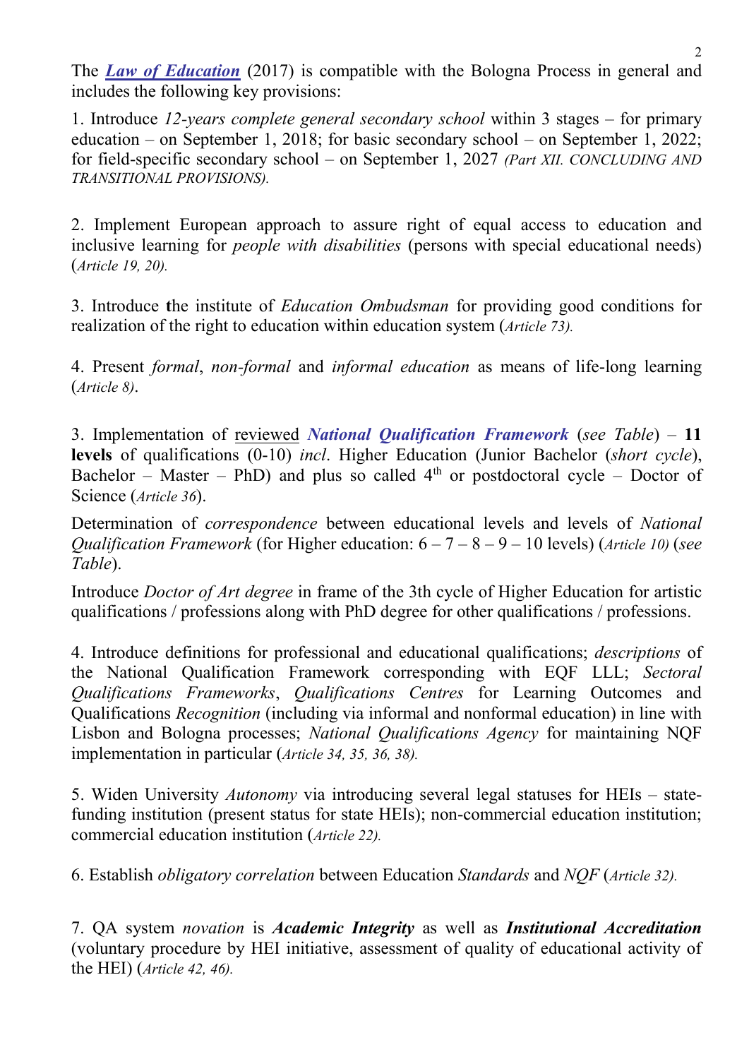The ***Law of Education*** (2017) is compatible with the Bologna Process in general and includes the following key provisions:

1. Introduce *12-years complete general secondary school* within 3 stages – for primary education – on September 1, 2018; for basic secondary school – on September 1, 2022; for field-specific secondary school – on September 1, 2027 *(Part XII. CONCLUDING AND TRANSITIONAL PROVISIONS).*

2. Implement European approach to assure right of equal access to education and inclusive learning for *people with disabilities* (persons with special educational needs) (*Article 19, 20).*

3. Introduce **t**he institute of *Education Ombudsman* for providing good conditions for realization of the right to education within education system (*Article 73).*

4. Present *formal*, *non-formal* and *informal education* as means of life-long learning (*Article 8)*.

3. Implementation of reviewed ***National Qualification Framework*** (*see Table*) – **11 levels** of qualifications (0-10) *incl*. Higher Education (Junior Bachelor (*short cycle*), Bachelor – Master – PhD) and plus so called 4th or postdoctoral cycle – Doctor of Science (*Article 36*).

Determination of *correspondence* between educational levels and levels of *National Qualification Framework* (for Higher education: 6 – 7 – 8 – 9 – 10 levels) (*Article 10)* (*see Table*).

Introduce *Doctor of Art degree* in frame of the 3th cycle of Higher Education for artistic qualifications / professions along with PhD degree for other qualifications / professions.

4. Introduce definitions for professional and educational qualifications; *descriptions* of the National Qualification Framework corresponding with EQF LLL; *Sectoral Qualifications Frameworks*, *Qualifications Centres* for Learning Outcomes and Qualifications *Recognition* (including via informal and nonformal education) in line with Lisbon and Bologna processes; *National Qualifications Agency* for maintaining NQF implementation in particular (*Article 34, 35, 36, 38).*

5. Widen University *Autonomy* via introducing several legal statuses for HEIs – state-funding institution (present status for state HEIs); non-commercial education institution; commercial education institution (*Article 22).*

6. Establish *obligatory correlation* between Education *Standards* and *NQF* (*Article 32).*

7. QA system *novation* is ***Academic Integrity*** as well as ***Institutional Accreditation*** (voluntary procedure by HEI initiative, assessment of quality of educational activity of the HEI) (*Article 42, 46).*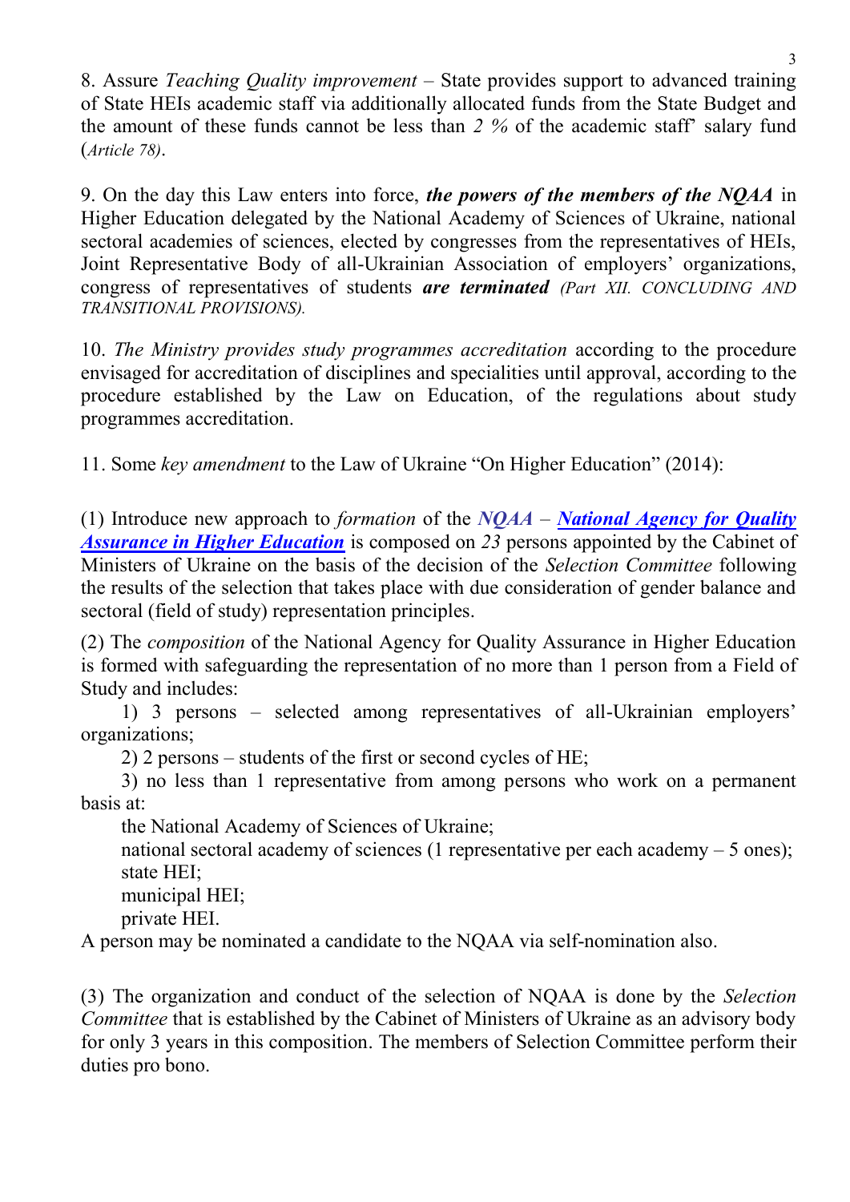8. Assure *Teaching Quality improvement* – State provides support to advanced training of State HEIs academic staff via additionally allocated funds from the State Budget and the amount of these funds cannot be less than *2 %* of the academic staff' salary fund (*Article 78)*.

9. On the day this Law enters into force, ***the powers of the members of the NQAA*** in Higher Education delegated by the National Academy of Sciences of Ukraine, national sectoral academies of sciences, elected by congresses from the representatives of HEIs, Joint Representative Body of all-Ukrainian Association of employers' organizations, congress of representatives of students ***are terminated*** *(Part XII. CONCLUDING AND TRANSITIONAL PROVISIONS).*

10. *The Ministry provides study programmes accreditation* according to the procedure envisaged for accreditation of disciplines and specialities until approval, according to the procedure established by the Law on Education, of the regulations about study programmes accreditation.

11. Some *key amendment* to the Law of Ukraine "On Higher Education" (2014):

(1) Introduce new approach to *formation* of the ***NQAA*** – ***National Agency for Quality Assurance in Higher Education*** is composed on *23* persons appointed by the Cabinet of Ministers of Ukraine on the basis of the decision of the *Selection Committee* following the results of the selection that takes place with due consideration of gender balance and sectoral (field of study) representation principles.

(2) The *composition* of the National Agency for Quality Assurance in Higher Education is formed with safeguarding the representation of no more than 1 person from a Field of Study and includes:

1) 3 persons – selected among representatives of all-Ukrainian employers' organizations;

2) 2 persons – students of the first or second cycles of HE;

3) no less than 1 representative from among persons who work on a permanent basis at:

the National Academy of Sciences of Ukraine;

national sectoral academy of sciences (1 representative per each academy – 5 ones);

state HEI;

municipal HEI;

private HEI.

A person may be nominated a candidate to the NQAA via self-nomination also.

(3) The organization and conduct of the selection of NQAA is done by the *Selection Committee* that is established by the Cabinet of Ministers of Ukraine as an advisory body for only 3 years in this composition. The members of Selection Committee perform their duties pro bono.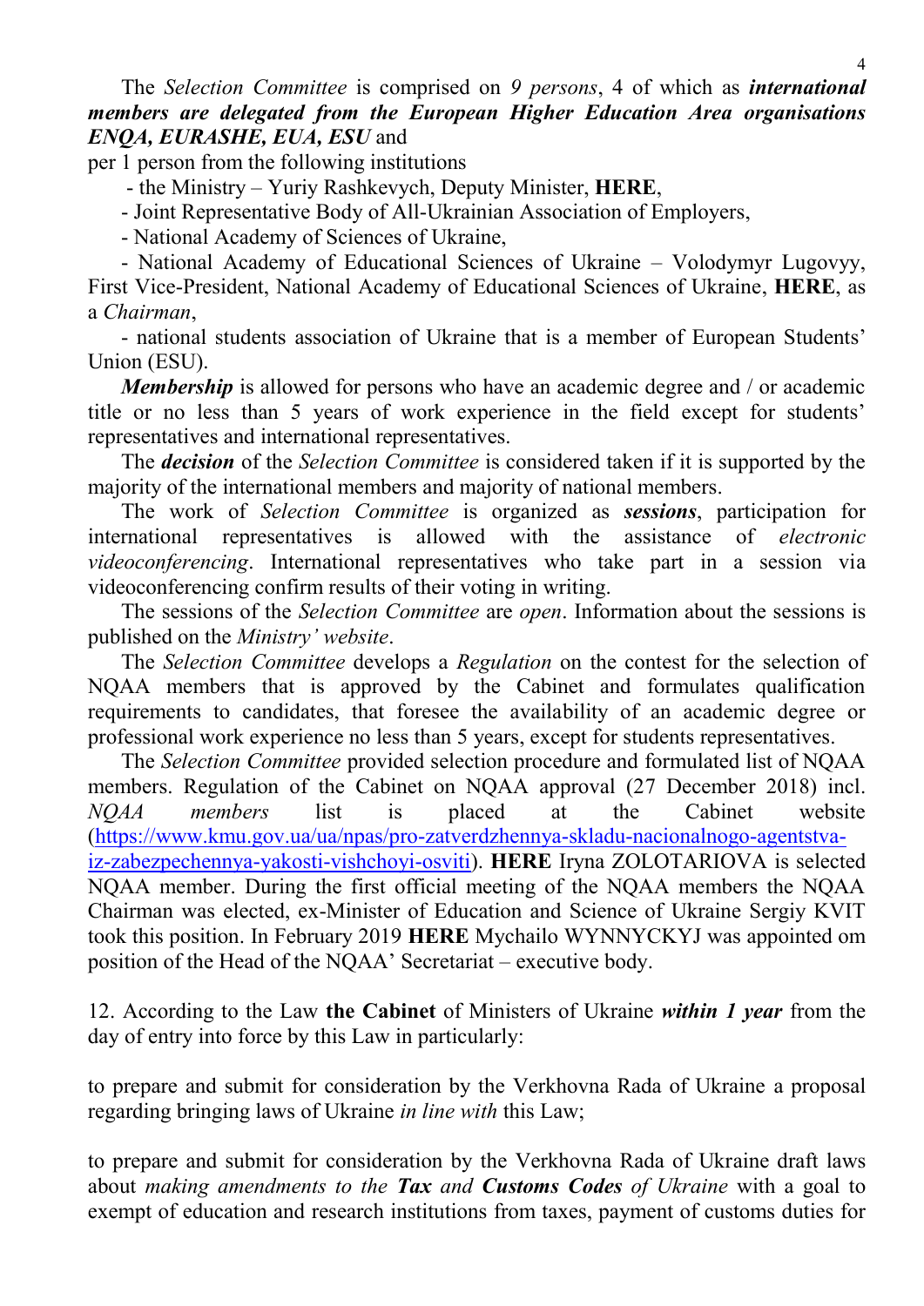The *Selection Committee* is comprised on *9 persons*, 4 of which as ***international members are delegated from the European Higher Education Area organisations ENQA, EURASHE, EUA, ESU*** and

per 1 person from the following institutions

- the Ministry – Yuriy Rashkevych, Deputy Minister, **HERE**,
- Joint Representative Body of All-Ukrainian Association of Employers,
- National Academy of Sciences of Ukraine,
- National Academy of Educational Sciences of Ukraine – Volodymyr Lugovyy, First Vice-President, National Academy of Educational Sciences of Ukraine, **HERE**, as a *Chairman*,
- national students association of Ukraine that is a member of European Students' Union (ESU).

***Membership*** is allowed for persons who have an academic degree and / or academic title or no less than 5 years of work experience in the field except for students' representatives and international representatives.

The ***decision*** of the *Selection Committee* is considered taken if it is supported by the majority of the international members and majority of national members.

The work of *Selection Committee* is organized as ***sessions***, participation for international representatives is allowed with the assistance of *electronic videoconferencing*. International representatives who take part in a session via videoconferencing confirm results of their voting in writing.

The sessions of the *Selection Committee* are *open*. Information about the sessions is published on the *Ministry' website*.

The *Selection Committee* develops a *Regulation* on the contest for the selection of NQAA members that is approved by the Cabinet and formulates qualification requirements to candidates, that foresee the availability of an academic degree or professional work experience no less than 5 years, except for students representatives.

The *Selection Committee* provided selection procedure and formulated list of NQAA members. Regulation of the Cabinet on NQAA approval (27 December 2018) incl. *NQAA members* list is placed at the Cabinet website ([https://www.kmu.gov.ua/ua/npas/pro-zatverdzhennya-skladu-nacionalnogo-agentstva-iz-zabezpechennya-yakosti-vishchoyi-osviti](https://www.kmu.gov.ua/ua/npas/pro-zatverdzhennya-skladu-nacionalnogo-agentstva-iz-zabezpechennya-yakosti-vishchoyi-osviti)). **HERE** Iryna ZOLOTARIOVA is selected NQAA member. During the first official meeting of the NQAA members the NQAA Chairman was elected, ex-Minister of Education and Science of Ukraine Sergiy KVIT took this position. In February 2019 **HERE** Mychailo WYNNYCKYJ was appointed om position of the Head of the NQAA' Secretariat – executive body.

12. According to the Law **the Cabinet** of Ministers of Ukraine ***within 1 year*** from the day of entry into force by this Law in particularly:

to prepare and submit for consideration by the Verkhovna Rada of Ukraine a proposal regarding bringing laws of Ukraine *in line with* this Law;

to prepare and submit for consideration by the Verkhovna Rada of Ukraine draft laws about *making amendments to the **Tax** and **Customs Codes** of Ukraine* with a goal to exempt of education and research institutions from taxes, payment of customs duties for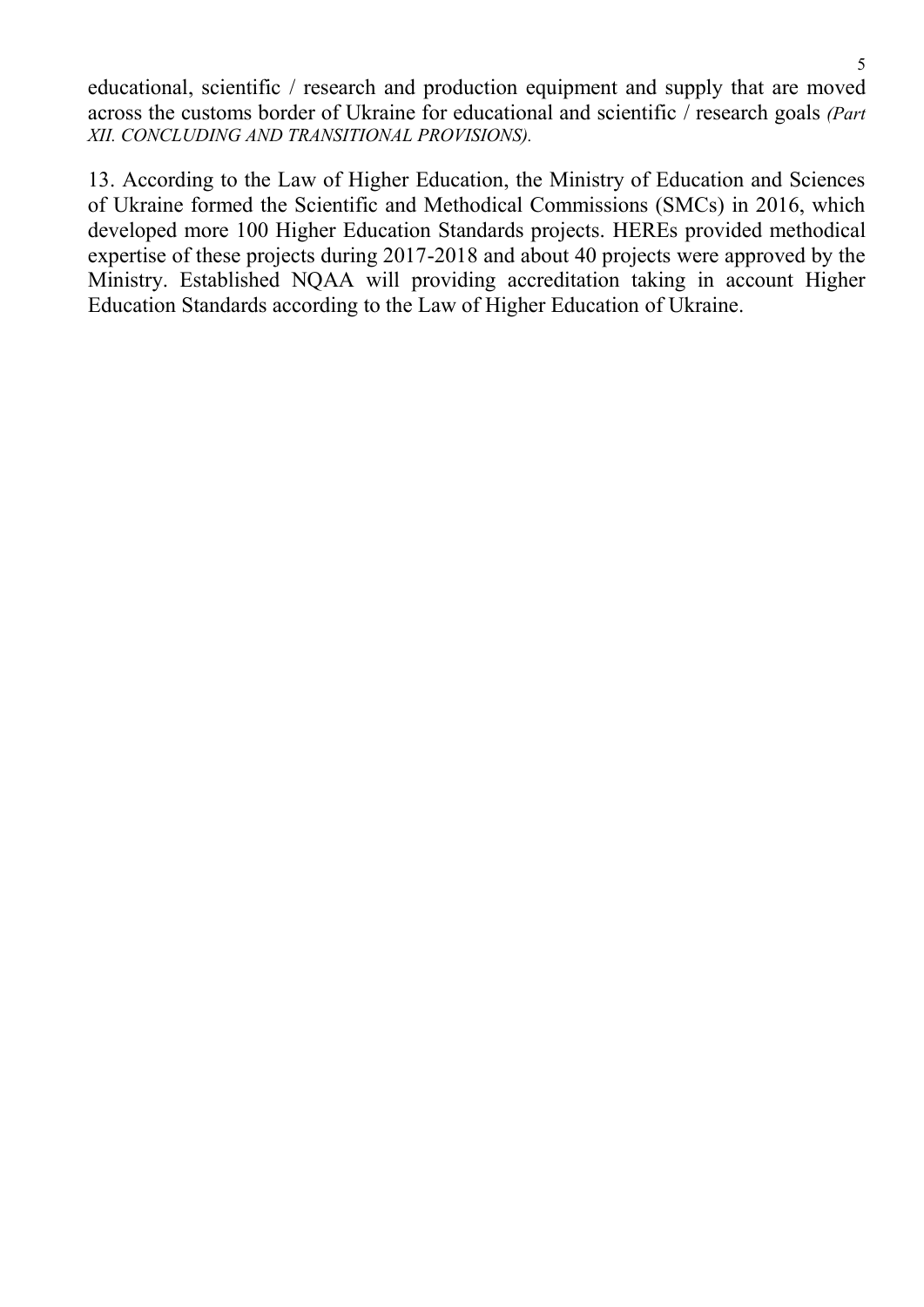educational, scientific / research and production equipment and supply that are moved across the customs border of Ukraine for educational and scientific / research goals *(Part XII. CONCLUDING AND TRANSITIONAL PROVISIONS).*

13. According to the Law of Higher Education, the Ministry of Education and Sciences of Ukraine formed the Scientific and Methodical Commissions (SMCs) in 2016, which developed more 100 Higher Education Standards projects. HEREs provided methodical expertise of these projects during 2017-2018 and about 40 projects were approved by the Ministry. Established NQAA will providing accreditation taking in account Higher Education Standards according to the Law of Higher Education of Ukraine.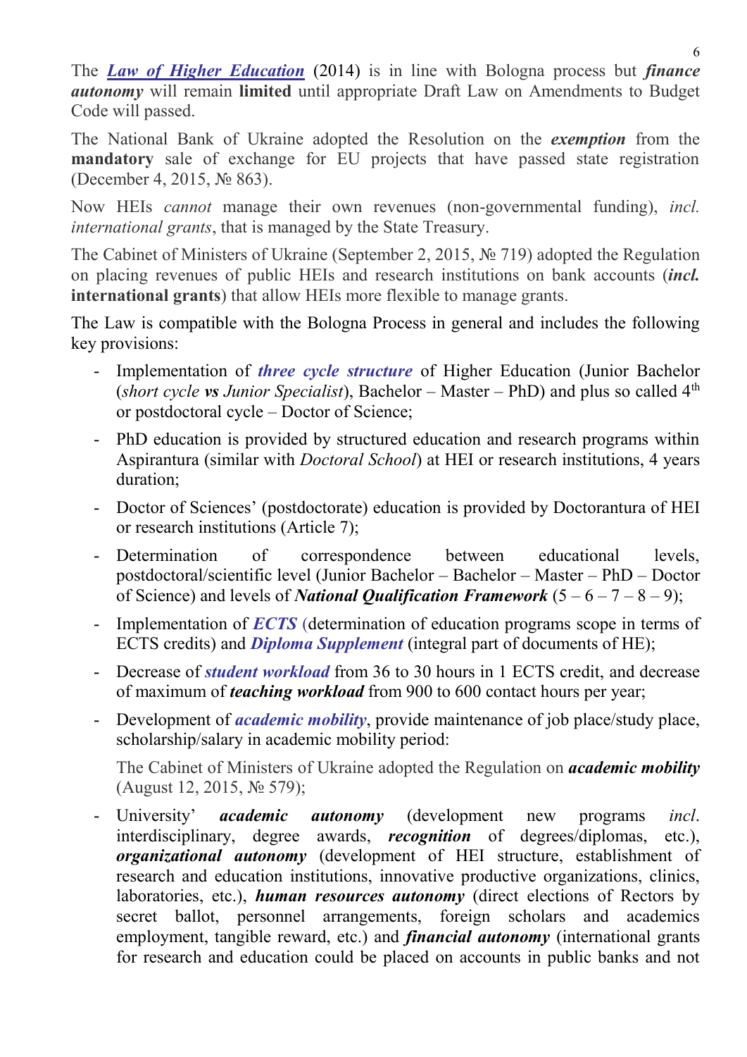The ***Law of Higher Education*** (2014) is in line with Bologna process but ***finance autonomy*** will remain **limited** until appropriate Draft Law on Amendments to Budget Code will passed.

The National Bank of Ukraine adopted the Resolution on the ***exemption*** from the **mandatory** sale of exchange for EU projects that have passed state registration (December 4, 2015, № 863).

Now HEIs *cannot* manage their own revenues (non-governmental funding), *incl. international grants*, that is managed by the State Treasury.

The Cabinet of Ministers of Ukraine (September 2, 2015, № 719) adopted the Regulation on placing revenues of public HEIs and research institutions on bank accounts (***incl.* international grants**) that allow HEIs more flexible to manage grants.

The Law is compatible with the Bologna Process in general and includes the following key provisions:

- Implementation of ***three cycle structure*** of Higher Education (Junior Bachelor (*short cycle **vs** Junior Specialist*), Bachelor – Master – PhD) and plus so called 4th or postdoctoral cycle – Doctor of Science;
- PhD education is provided by structured education and research programs within Aspirantura (similar with *Doctoral School*) at HEI or research institutions, 4 years duration;
- Doctor of Sciences' (postdoctorate) education is provided by Doctorantura of HEI or research institutions (Article 7);
- Determination of correspondence between educational levels, postdoctoral/scientific level (Junior Bachelor – Bachelor – Master – PhD – Doctor of Science) and levels of ***National Qualification Framework*** (5 – 6 – 7 – 8 – 9);
- Implementation of ***ECTS*** (determination of education programs scope in terms of ECTS credits) and ***Diploma Supplement*** (integral part of documents of HE);
- Decrease of ***student workload*** from 36 to 30 hours in 1 ECTS credit, and decrease of maximum of ***teaching workload*** from 900 to 600 contact hours per year;
- Development of ***academic mobility***, provide maintenance of job place/study place, scholarship/salary in academic mobility period:

  The Cabinet of Ministers of Ukraine adopted the Regulation on ***academic mobility*** (August 12, 2015, № 579);
- University' ***academic autonomy*** (development new programs *incl*. interdisciplinary, degree awards, ***recognition*** of degrees/diplomas, etc.), ***organizational autonomy*** (development of HEI structure, establishment of research and education institutions, innovative productive organizations, clinics, laboratories, etc.), ***human resources autonomy*** (direct elections of Rectors by secret ballot, personnel arrangements, foreign scholars and academics employment, tangible reward, etc.) and ***financial autonomy*** (international grants for research and education could be placed on accounts in public banks and not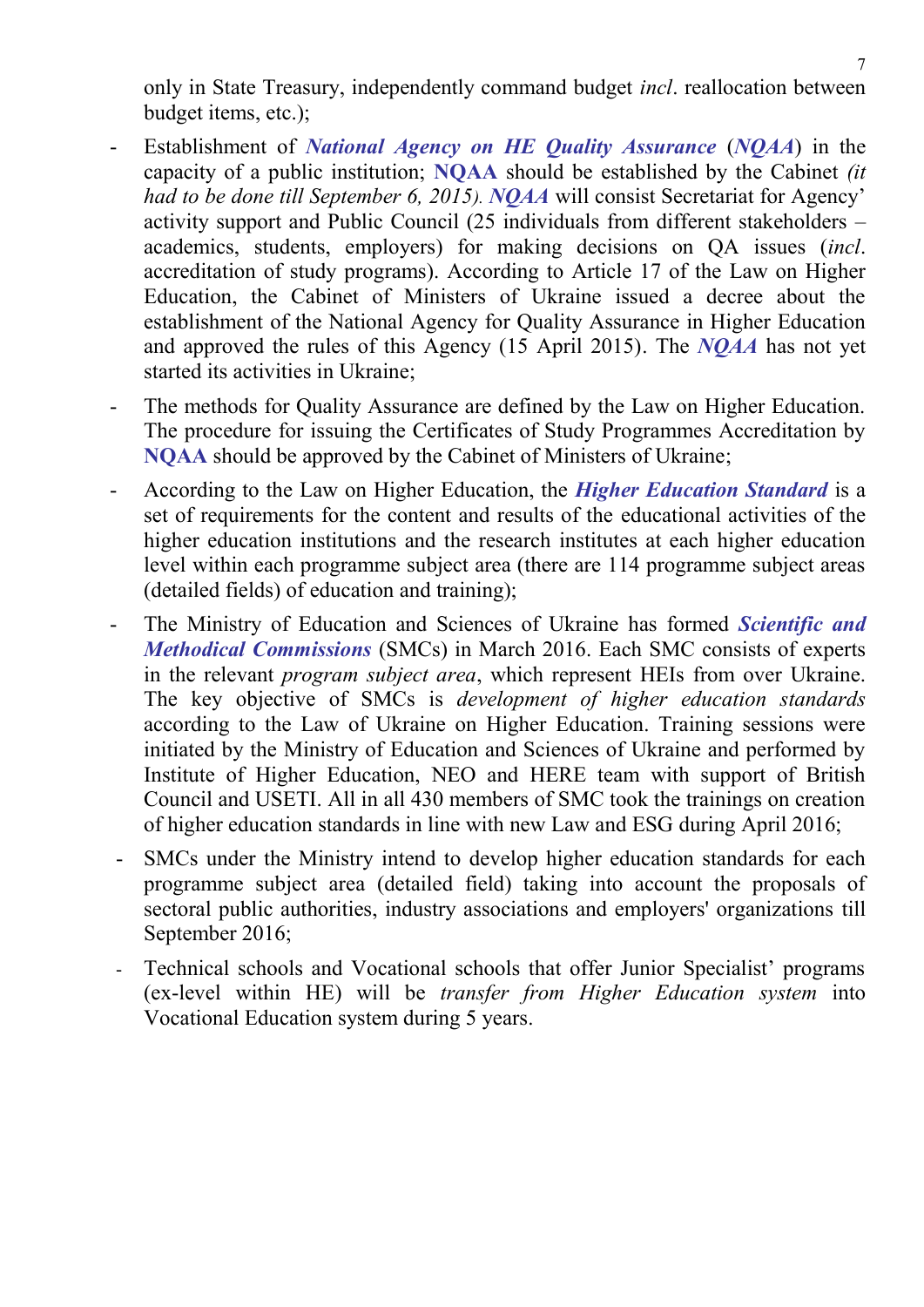only in State Treasury, independently command budget *incl*. reallocation between budget items, etc.);

- Establishment of ***National Agency on HE Quality Assurance*** (***NQAA***) in the capacity of a public institution; **NQAA** should be established by the Cabinet *(it had to be done till September 6, 2015)*. ***NQAA*** will consist Secretariat for Agency' activity support and Public Council (25 individuals from different stakeholders – academics, students, employers) for making decisions on QA issues (*incl*. accreditation of study programs). According to Article 17 of the Law on Higher Education, the Cabinet of Ministers of Ukraine issued a decree about the establishment of the National Agency for Quality Assurance in Higher Education and approved the rules of this Agency (15 April 2015). The ***NQAA*** has not yet started its activities in Ukraine;
- The methods for Quality Assurance are defined by the Law on Higher Education. The procedure for issuing the Certificates of Study Programmes Accreditation by **NQAA** should be approved by the Cabinet of Ministers of Ukraine;
- According to the Law on Higher Education, the ***Higher Education Standard*** is a set of requirements for the content and results of the educational activities of the higher education institutions and the research institutes at each higher education level within each programme subject area (there are 114 programme subject areas (detailed fields) of education and training);
- The Ministry of Education and Sciences of Ukraine has formed ***Scientific and Methodical Commissions*** (SMCs) in March 2016. Each SMC consists of experts in the relevant *program subject area*, which represent HEIs from over Ukraine. The key objective of SMCs is *development of higher education standards* according to the Law of Ukraine on Higher Education. Training sessions were initiated by the Ministry of Education and Sciences of Ukraine and performed by Institute of Higher Education, NEO and HERE team with support of British Council and USETI. All in all 430 members of SMC took the trainings on creation of higher education standards in line with new Law and ESG during April 2016;
- SMCs under the Ministry intend to develop higher education standards for each programme subject area (detailed field) taking into account the proposals of sectoral public authorities, industry associations and employers' organizations till September 2016;
- Technical schools and Vocational schools that offer Junior Specialist' programs (ex-level within HE) will be *transfer from Higher Education system* into Vocational Education system during 5 years.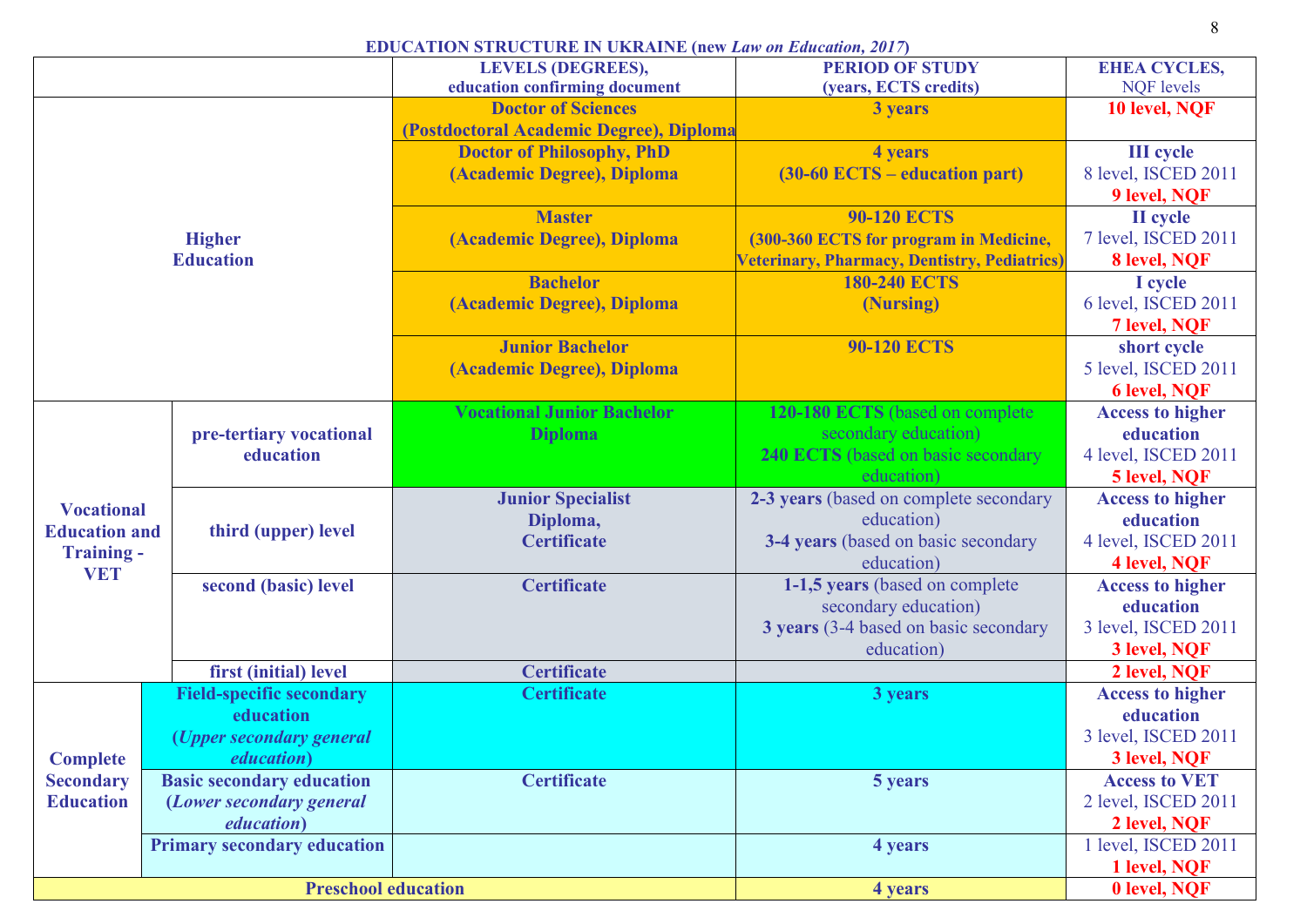**EDUCATION STRUCTURE IN UKRAINE (new *Law on Education, 2017*)**

| | | LEVELS (DEGREES), education confirming document | PERIOD OF STUDY (years, ECTS credits) | EHEA CYCLES, NQF levels |
|---|---|---|---|---|
| Higher Education | | Doctor of Sciences (Postdoctoral Academic Degree), Diploma | 3 years | 10 level, NQF |
| | | Doctor of Philosophy, PhD (Academic Degree), Diploma | 4 years (30-60 ECTS – education part) | III cycle 8 level, ISCED 2011 9 level, NQF |
| | | Master (Academic Degree), Diploma | 90-120 ECTS (300-360 ECTS for program in Medicine, Veterinary, Pharmacy, Dentistry, Pediatrics) | II cycle 7 level, ISCED 2011 8 level, NQF |
| | | Bachelor (Academic Degree), Diploma | 180-240 ECTS (Nursing) | I cycle 6 level, ISCED 2011 7 level, NQF |
| | | Junior Bachelor (Academic Degree), Diploma | 90-120 ECTS | short cycle 5 level, ISCED 2011 6 level, NQF |
| Vocational Education and Training - VET | pre-tertiary vocational education | Vocational Junior Bachelor Diploma | 120-180 ECTS (based on complete secondary education) 240 ECTS (based on basic secondary education) | Access to higher education 4 level, ISCED 2011 5 level, NQF |
| | third (upper) level | Junior Specialist Diploma, Certificate | 2-3 years (based on complete secondary education) 3-4 years (based on basic secondary education) | Access to higher education 4 level, ISCED 2011 4 level, NQF |
| | second (basic) level | Certificate | 1-1,5 years (based on complete secondary education) 3 years (3-4 based on basic secondary education) | Access to higher education 3 level, ISCED 2011 3 level, NQF |
| | first (initial) level | Certificate | | 2 level, NQF |
| Complete Secondary Education | Field-specific secondary education (*Upper secondary general education*) | Certificate | 3 years | Access to higher education 3 level, ISCED 2011 3 level, NQF |
| | Basic secondary education (*Lower secondary general education*) | Certificate | 5 years | Access to VET 2 level, ISCED 2011 2 level, NQF |
| | Primary secondary education | | 4 years | 1 level, ISCED 2011 1 level, NQF |
| Preschool education | | | 4 years | 0 level, NQF |